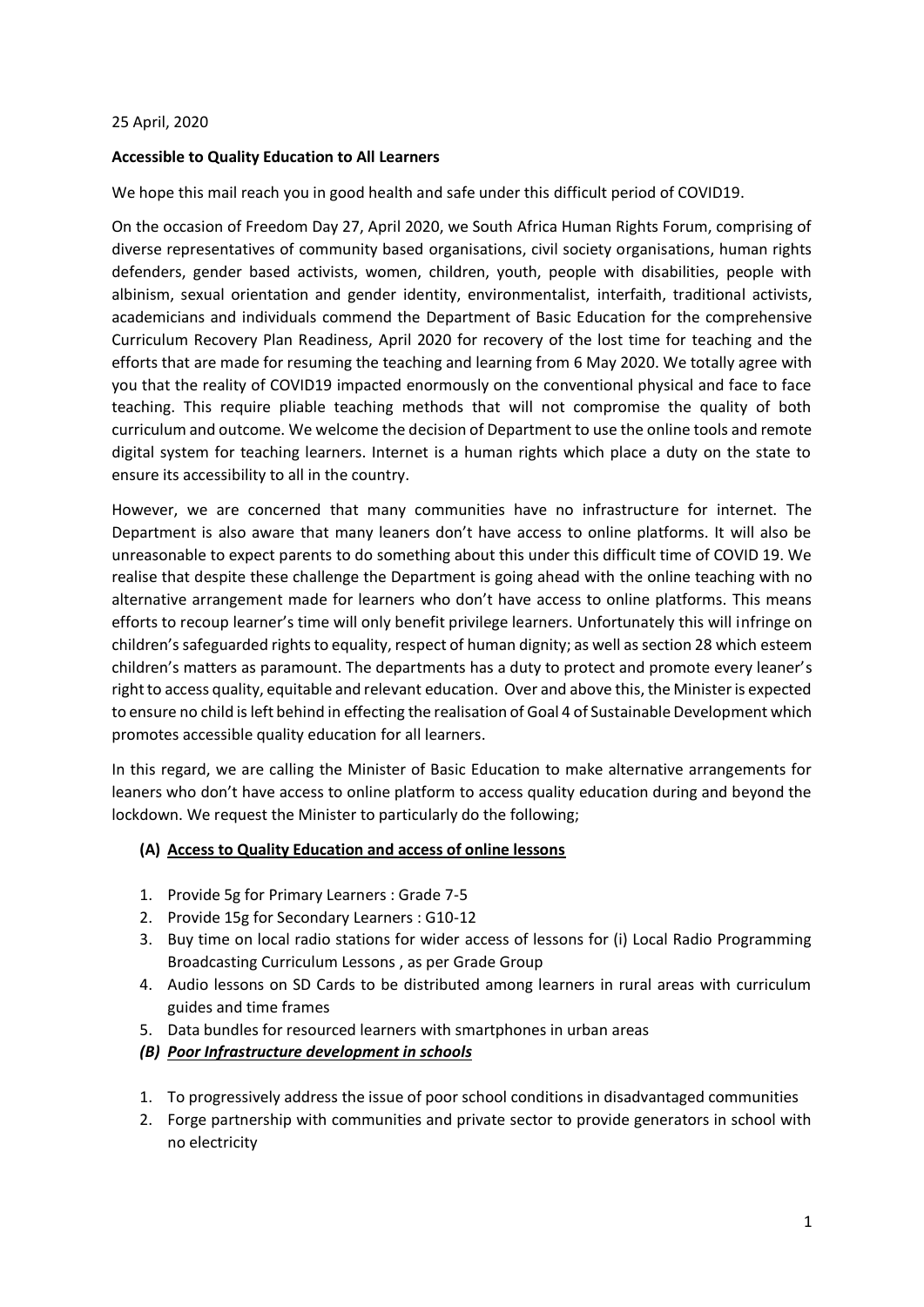25 April, 2020

**Accessible to Quality Education to All Learners**

We hope this mail reach you in good health and safe under this difficult period of COVID19.

On the occasion of Freedom Day 27, April 2020, we South Africa Human Rights Forum, comprising of diverse representatives of community based organisations, civil society organisations, human rights defenders, gender based activists, women, children, youth, people with disabilities, people with albinism, sexual orientation and gender identity, environmentalist, interfaith, traditional activists, academicians and individuals commend the Department of Basic Education for the comprehensive Curriculum Recovery Plan Readiness, April 2020 for recovery of the lost time for teaching and the efforts that are made for resuming the teaching and learning from 6 May 2020. We totally agree with you that the reality of COVID19 impacted enormously on the conventional physical and face to face teaching. This require pliable teaching methods that will not compromise the quality of both curriculum and outcome. We welcome the decision of Department to use the online tools and remote digital system for teaching learners. Internet is a human rights which place a duty on the state to ensure its accessibility to all in the country.

However, we are concerned that many communities have no infrastructure for internet. The Department is also aware that many leaners don't have access to online platforms. It will also be unreasonable to expect parents to do something about this under this difficult time of COVID 19. We realise that despite these challenge the Department is going ahead with the online teaching with no alternative arrangement made for learners who don't have access to online platforms. This means efforts to recoup learner's time will only benefit privilege learners. Unfortunately this will infringe on children's safeguarded rights to equality, respect of human dignity; as well as section 28 which esteem children's matters as paramount. The departments has a duty to protect and promote every leaner's right to access quality, equitable and relevant education. Over and above this, the Minister is expected to ensure no child is left behind in effecting the realisation of Goal 4 of Sustainable Development which promotes accessible quality education for all learners.

In this regard, we are calling the Minister of Basic Education to make alternative arrangements for leaners who don't have access to online platform to access quality education during and beyond the lockdown. We request the Minister to particularly do the following;

**(A) <u>Access to Quality Education and access of online lessons</u>**

1. Provide 5g for Primary Learners : Grade 7-5
2. Provide 15g for Secondary Learners : G10-12
3. Buy time on local radio stations for wider access of lessons for (i) Local Radio Programming Broadcasting Curriculum Lessons , as per Grade Group
4. Audio lessons on SD Cards to be distributed among learners in rural areas with curriculum guides and time frames
5. Data bundles for resourced learners with smartphones in urban areas

***(B) <u>Poor Infrastructure development in schools</u>***

1. To progressively address the issue of poor school conditions in disadvantaged communities
2. Forge partnership with communities and private sector to provide generators in school with no electricity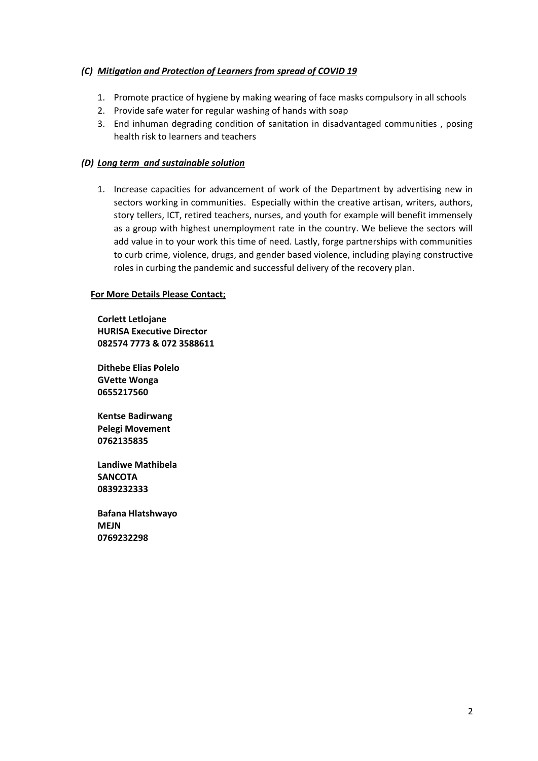### *(C) Mitigation and Protection of Learners from spread of COVID 19*

1. Promote practice of hygiene by making wearing of face masks compulsory in all schools
2. Provide safe water for regular washing of hands with soap
3. End inhuman degrading condition of sanitation in disadvantaged communities , posing health risk to learners and teachers

### *(D) Long term  and sustainable solution*

1. Increase capacities for advancement of work of the Department by advertising new in sectors working in communities.  Especially within the creative artisan, writers, authors, story tellers, ICT, retired teachers, nurses, and youth for example will benefit immensely as a group with highest unemployment rate in the country. We believe the sectors will add value in to your work this time of need. Lastly, forge partnerships with communities to curb crime, violence, drugs, and gender based violence, including playing constructive roles in curbing the pandemic and successful delivery of the recovery plan.

**For More Details Please Contact;**

**Corlett Letlojane**
**HURISA Executive Director**
**082574 7773 & 072 3588611**

**Dithebe Elias Polelo**
**GVette Wonga**
**0655217560**

**Kentse Badirwang**
**Pelegi Movement**
**0762135835**

**Landiwe Mathibela**
**SANCOTA**
**0839232333**

**Bafana Hlatshwayo**
**MEJN**
**0769232298**